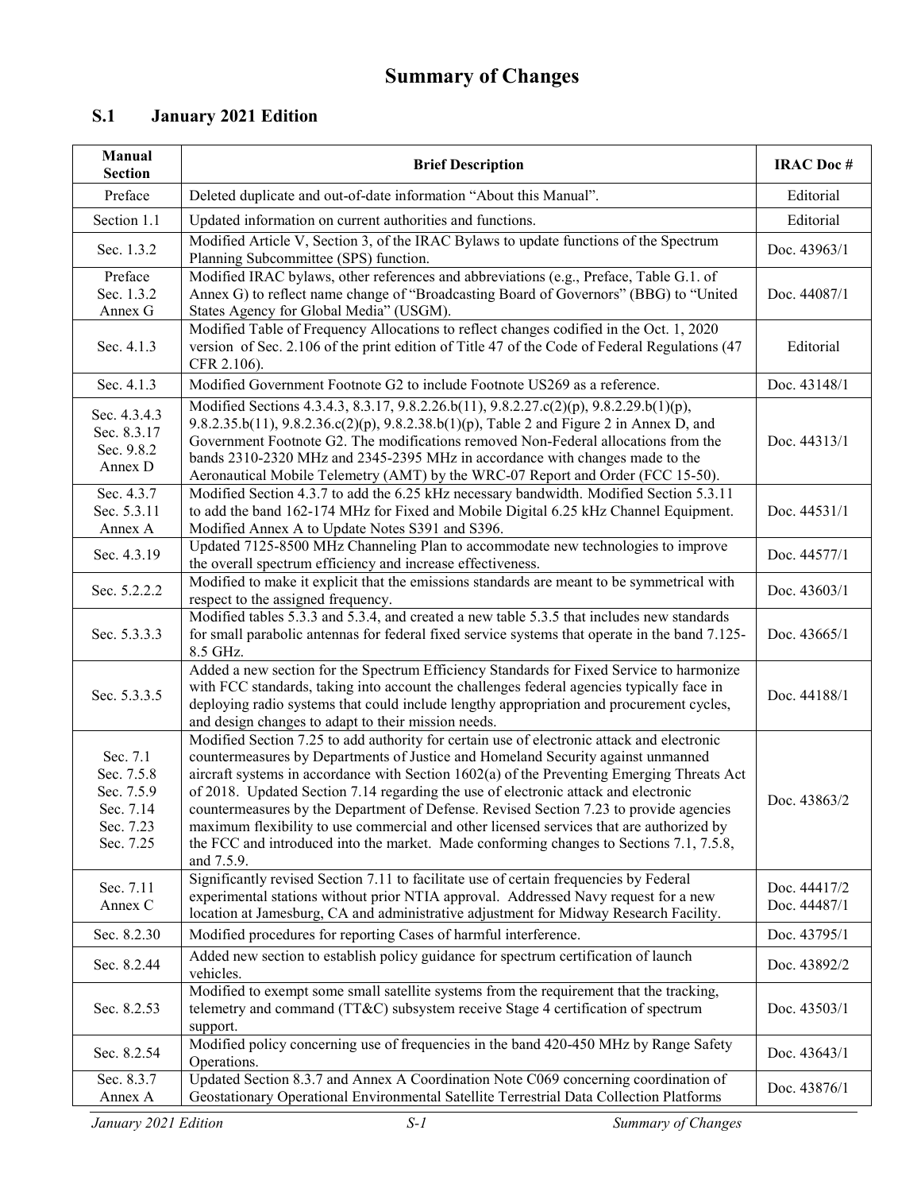# Summary of Changes

## S.1 January 2021 Edition

| Manual Section | Brief Description | IRAC Doc # |
|---|---|---|
| Preface | Deleted duplicate and out-of-date information "About this Manual". | Editorial |
| Section 1.1 | Updated information on current authorities and functions. | Editorial |
| Sec. 1.3.2 | Modified Article V, Section 3, of the IRAC Bylaws to update functions of the Spectrum Planning Subcommittee (SPS) function. | Doc. 43963/1 |
| Preface<br>Sec. 1.3.2<br>Annex G | Modified IRAC bylaws, other references and abbreviations (e.g., Preface, Table G.1. of Annex G) to reflect name change of "Broadcasting Board of Governors" (BBG) to "United States Agency for Global Media" (USGM). | Doc. 44087/1 |
| Sec. 4.1.3 | Modified Table of Frequency Allocations to reflect changes codified in the Oct. 1, 2020 version of Sec. 2.106 of the print edition of Title 47 of the Code of Federal Regulations (47 CFR 2.106). | Editorial |
| Sec. 4.1.3 | Modified Government Footnote G2 to include Footnote US269 as a reference. | Doc. 43148/1 |
| Sec. 4.3.4.3<br>Sec. 8.3.17<br>Sec. 9.8.2<br>Annex D | Modified Sections 4.3.4.3, 8.3.17, 9.8.2.26.b(11), 9.8.2.27.c(2)(p), 9.8.2.29.b(1)(p), 9.8.2.35.b(11), 9.8.2.36.c(2)(p), 9.8.2.38.b(1)(p), Table 2 and Figure 2 in Annex D, and Government Footnote G2. The modifications removed Non-Federal allocations from the bands 2310-2320 MHz and 2345-2395 MHz in accordance with changes made to the Aeronautical Mobile Telemetry (AMT) by the WRC-07 Report and Order (FCC 15-50). | Doc. 44313/1 |
| Sec. 4.3.7<br>Sec. 5.3.11<br>Annex A | Modified Section 4.3.7 to add the 6.25 kHz necessary bandwidth. Modified Section 5.3.11 to add the band 162-174 MHz for Fixed and Mobile Digital 6.25 kHz Channel Equipment. Modified Annex A to Update Notes S391 and S396. | Doc. 44531/1 |
| Sec. 4.3.19 | Updated 7125-8500 MHz Channeling Plan to accommodate new technologies to improve the overall spectrum efficiency and increase effectiveness. | Doc. 44577/1 |
| Sec. 5.2.2.2 | Modified to make it explicit that the emissions standards are meant to be symmetrical with respect to the assigned frequency. | Doc. 43603/1 |
| Sec. 5.3.3.3 | Modified tables 5.3.3 and 5.3.4, and created a new table 5.3.5 that includes new standards for small parabolic antennas for federal fixed service systems that operate in the band 7.125-8.5 GHz. | Doc. 43665/1 |
| Sec. 5.3.3.5 | Added a new section for the Spectrum Efficiency Standards for Fixed Service to harmonize with FCC standards, taking into account the challenges federal agencies typically face in deploying radio systems that could include lengthy appropriation and procurement cycles, and design changes to adapt to their mission needs. | Doc. 44188/1 |
| Sec. 7.1<br>Sec. 7.5.8<br>Sec. 7.5.9<br>Sec. 7.14<br>Sec. 7.23<br>Sec. 7.25 | Modified Section 7.25 to add authority for certain use of electronic attack and electronic countermeasures by Departments of Justice and Homeland Security against unmanned aircraft systems in accordance with Section 1602(a) of the Preventing Emerging Threats Act of 2018. Updated Section 7.14 regarding the use of electronic attack and electronic countermeasures by the Department of Defense. Revised Section 7.23 to provide agencies maximum flexibility to use commercial and other licensed services that are authorized by the FCC and introduced into the market. Made conforming changes to Sections 7.1, 7.5.8, and 7.5.9. | Doc. 43863/2 |
| Sec. 7.11<br>Annex C | Significantly revised Section 7.11 to facilitate use of certain frequencies by Federal experimental stations without prior NTIA approval. Addressed Navy request for a new location at Jamesburg, CA and administrative adjustment for Midway Research Facility. | Doc. 44417/2<br>Doc. 44487/1 |
| Sec. 8.2.30 | Modified procedures for reporting Cases of harmful interference. | Doc. 43795/1 |
| Sec. 8.2.44 | Added new section to establish policy guidance for spectrum certification of launch vehicles. | Doc. 43892/2 |
| Sec. 8.2.53 | Modified to exempt some small satellite systems from the requirement that the tracking, telemetry and command (TT&C) subsystem receive Stage 4 certification of spectrum support. | Doc. 43503/1 |
| Sec. 8.2.54 | Modified policy concerning use of frequencies in the band 420-450 MHz by Range Safety Operations. | Doc. 43643/1 |
| Sec. 8.3.7<br>Annex A | Updated Section 8.3.7 and Annex A Coordination Note C069 concerning coordination of Geostationary Operational Environmental Satellite Terrestrial Data Collection Platforms | Doc. 43876/1 |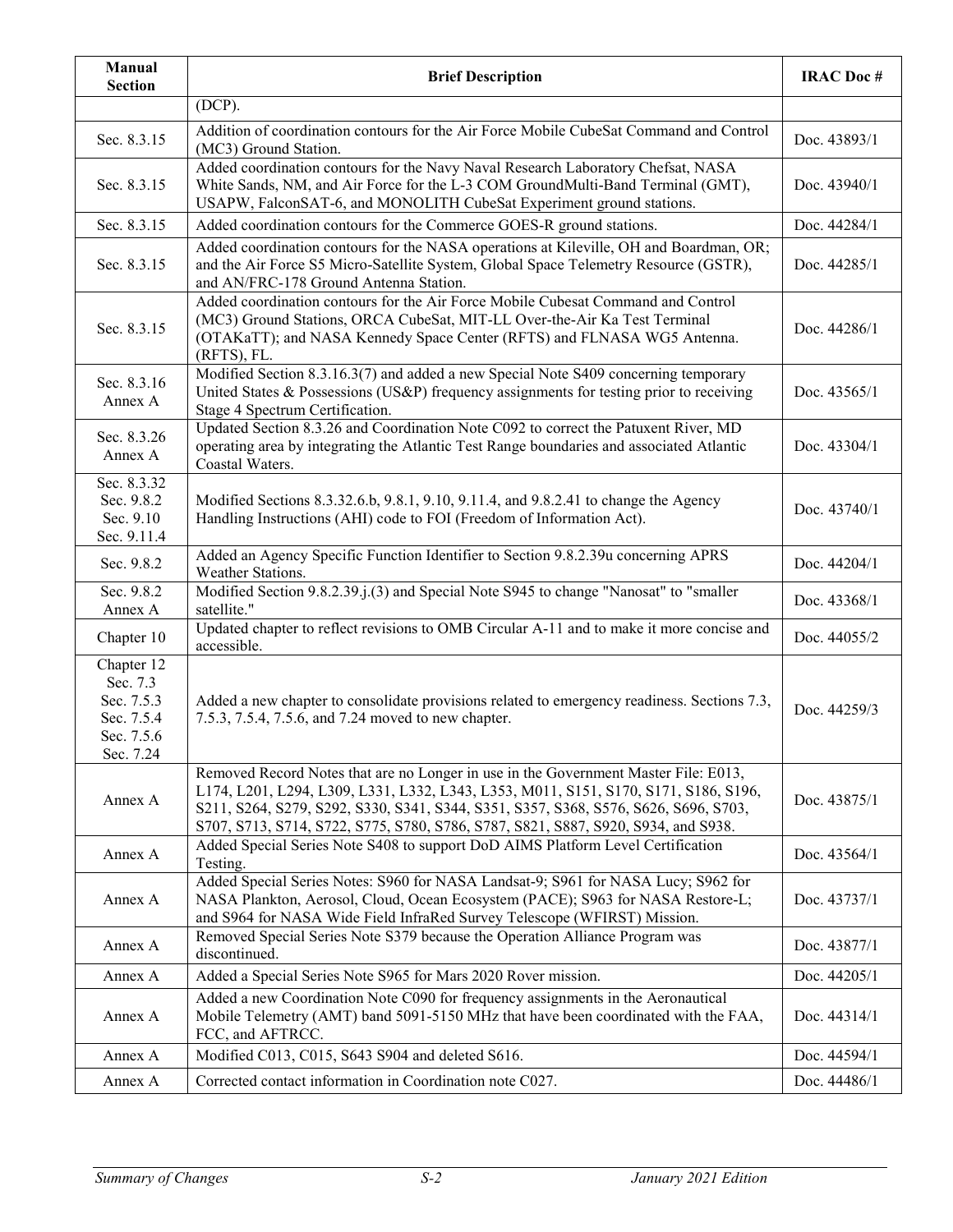| Manual Section | Brief Description | IRAC Doc # |
|---|---|---|
| | (DCP). | |
| Sec. 8.3.15 | Addition of coordination contours for the Air Force Mobile CubeSat Command and Control (MC3) Ground Station. | Doc. 43893/1 |
| Sec. 8.3.15 | Added coordination contours for the Navy Naval Research Laboratory Chefsat, NASA White Sands, NM, and Air Force for the L-3 COM GroundMulti-Band Terminal (GMT), USAPW, FalconSAT-6, and MONOLITH CubeSat Experiment ground stations. | Doc. 43940/1 |
| Sec. 8.3.15 | Added coordination contours for the Commerce GOES-R ground stations. | Doc. 44284/1 |
| Sec. 8.3.15 | Added coordination contours for the NASA operations at Kileville, OH and Boardman, OR; and the Air Force S5 Micro-Satellite System, Global Space Telemetry Resource (GSTR), and AN/FRC-178 Ground Antenna Station. | Doc. 44285/1 |
| Sec. 8.3.15 | Added coordination contours for the Air Force Mobile Cubesat Command and Control (MC3) Ground Stations, ORCA CubeSat, MIT-LL Over-the-Air Ka Test Terminal (OTAKaTT); and NASA Kennedy Space Center (RFTS) and FLNASA WG5 Antenna. (RFTS), FL. | Doc. 44286/1 |
| Sec. 8.3.16<br>Annex A | Modified Section 8.3.16.3(7) and added a new Special Note S409 concerning temporary United States & Possessions (US&P) frequency assignments for testing prior to receiving Stage 4 Spectrum Certification. | Doc. 43565/1 |
| Sec. 8.3.26<br>Annex A | Updated Section 8.3.26 and Coordination Note C092 to correct the Patuxent River, MD operating area by integrating the Atlantic Test Range boundaries and associated Atlantic Coastal Waters. | Doc. 43304/1 |
| Sec. 8.3.32<br>Sec. 9.8.2<br>Sec. 9.10<br>Sec. 9.11.4 | Modified Sections 8.3.32.6.b, 9.8.1, 9.10, 9.11.4, and 9.8.2.41 to change the Agency Handling Instructions (AHI) code to FOI (Freedom of Information Act). | Doc. 43740/1 |
| Sec. 9.8.2 | Added an Agency Specific Function Identifier to Section 9.8.2.39u concerning APRS Weather Stations. | Doc. 44204/1 |
| Sec. 9.8.2<br>Annex A | Modified Section 9.8.2.39.j.(3) and Special Note S945 to change "Nanosat" to "smaller satellite." | Doc. 43368/1 |
| Chapter 10 | Updated chapter to reflect revisions to OMB Circular A-11 and to make it more concise and accessible. | Doc. 44055/2 |
| Chapter 12<br>Sec. 7.3<br>Sec. 7.5.3<br>Sec. 7.5.4<br>Sec. 7.5.6<br>Sec. 7.24 | Added a new chapter to consolidate provisions related to emergency readiness. Sections 7.3, 7.5.3, 7.5.4, 7.5.6, and 7.24 moved to new chapter. | Doc. 44259/3 |
| Annex A | Removed Record Notes that are no Longer in use in the Government Master File: E013, L174, L201, L294, L309, L331, L332, L343, L353, M011, S151, S170, S171, S186, S196, S211, S264, S279, S292, S330, S341, S344, S351, S357, S368, S576, S626, S696, S703, S707, S713, S714, S722, S775, S780, S786, S787, S821, S887, S920, S934, and S938. | Doc. 43875/1 |
| Annex A | Added Special Series Note S408 to support DoD AIMS Platform Level Certification Testing. | Doc. 43564/1 |
| Annex A | Added Special Series Notes: S960 for NASA Landsat-9; S961 for NASA Lucy; S962 for NASA Plankton, Aerosol, Cloud, Ocean Ecosystem (PACE); S963 for NASA Restore-L; and S964 for NASA Wide Field InfraRed Survey Telescope (WFIRST) Mission. | Doc. 43737/1 |
| Annex A | Removed Special Series Note S379 because the Operation Alliance Program was discontinued. | Doc. 43877/1 |
| Annex A | Added a Special Series Note S965 for Mars 2020 Rover mission. | Doc. 44205/1 |
| Annex A | Added a new Coordination Note C090 for frequency assignments in the Aeronautical Mobile Telemetry (AMT) band 5091-5150 MHz that have been coordinated with the FAA, FCC, and AFTRCC. | Doc. 44314/1 |
| Annex A | Modified C013, C015, S643 S904 and deleted S616. | Doc. 44594/1 |
| Annex A | Corrected contact information in Coordination note C027. | Doc. 44486/1 |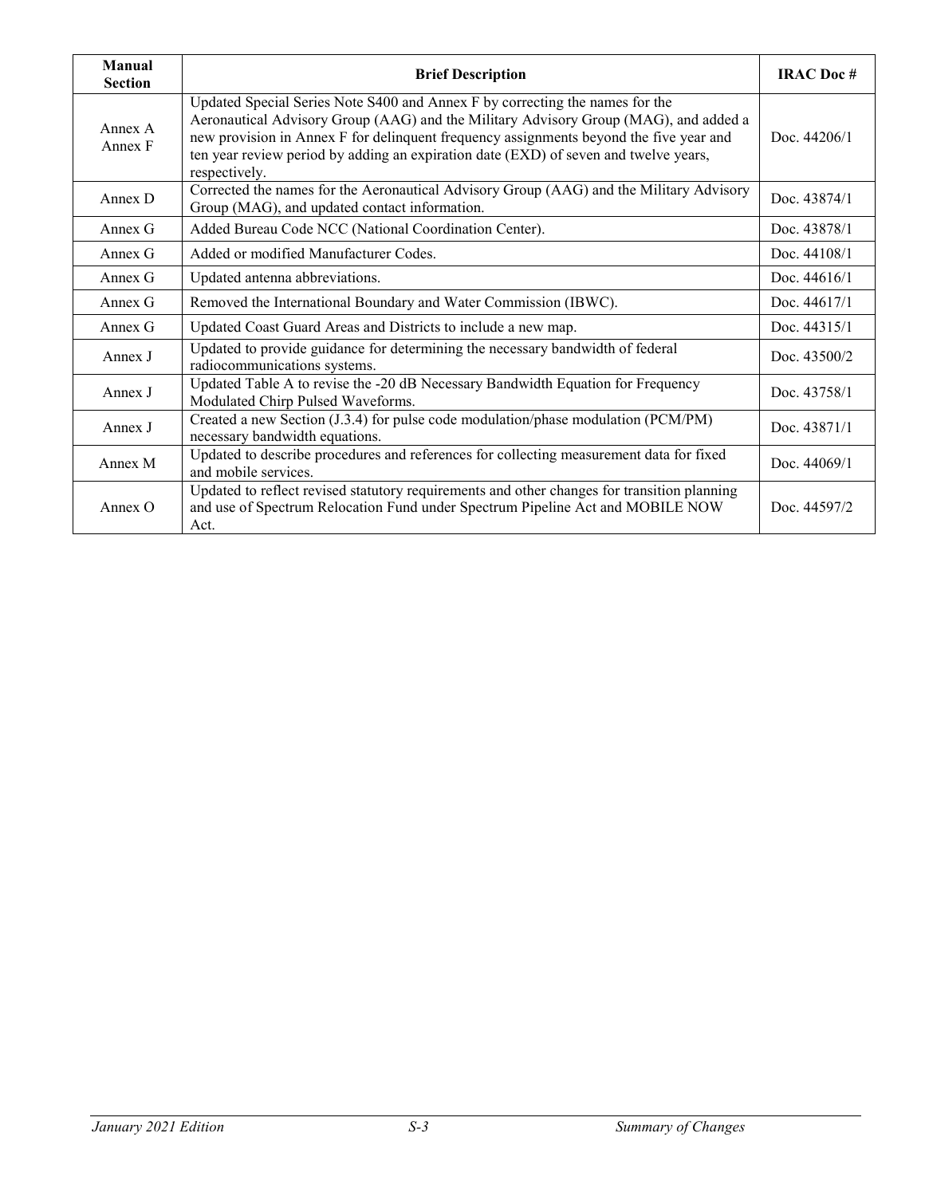| Manual Section | Brief Description | IRAC Doc # |
|---|---|---|
| Annex A Annex F | Updated Special Series Note S400 and Annex F by correcting the names for the Aeronautical Advisory Group (AAG) and the Military Advisory Group (MAG), and added a new provision in Annex F for delinquent frequency assignments beyond the five year and ten year review period by adding an expiration date (EXD) of seven and twelve years, respectively. | Doc. 44206/1 |
| Annex D | Corrected the names for the Aeronautical Advisory Group (AAG) and the Military Advisory Group (MAG), and updated contact information. | Doc. 43874/1 |
| Annex G | Added Bureau Code NCC (National Coordination Center). | Doc. 43878/1 |
| Annex G | Added or modified Manufacturer Codes. | Doc. 44108/1 |
| Annex G | Updated antenna abbreviations. | Doc. 44616/1 |
| Annex G | Removed the International Boundary and Water Commission (IBWC). | Doc. 44617/1 |
| Annex G | Updated Coast Guard Areas and Districts to include a new map. | Doc. 44315/1 |
| Annex J | Updated to provide guidance for determining the necessary bandwidth of federal radiocommunications systems. | Doc. 43500/2 |
| Annex J | Updated Table A to revise the -20 dB Necessary Bandwidth Equation for Frequency Modulated Chirp Pulsed Waveforms. | Doc. 43758/1 |
| Annex J | Created a new Section (J.3.4) for pulse code modulation/phase modulation (PCM/PM) necessary bandwidth equations. | Doc. 43871/1 |
| Annex M | Updated to describe procedures and references for collecting measurement data for fixed and mobile services. | Doc. 44069/1 |
| Annex O | Updated to reflect revised statutory requirements and other changes for transition planning and use of Spectrum Relocation Fund under Spectrum Pipeline Act and MOBILE NOW Act. | Doc. 44597/2 |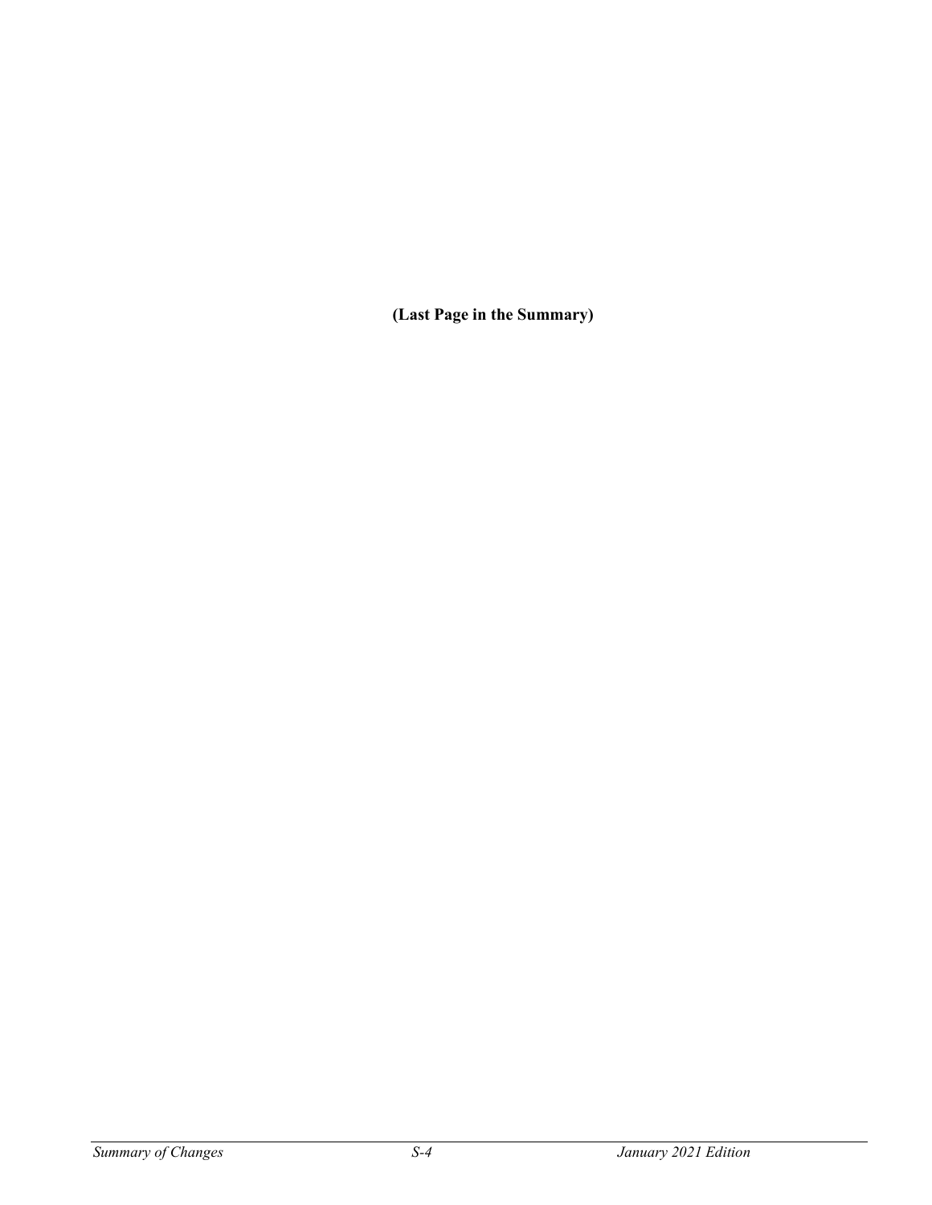**(Last Page in the Summary)**